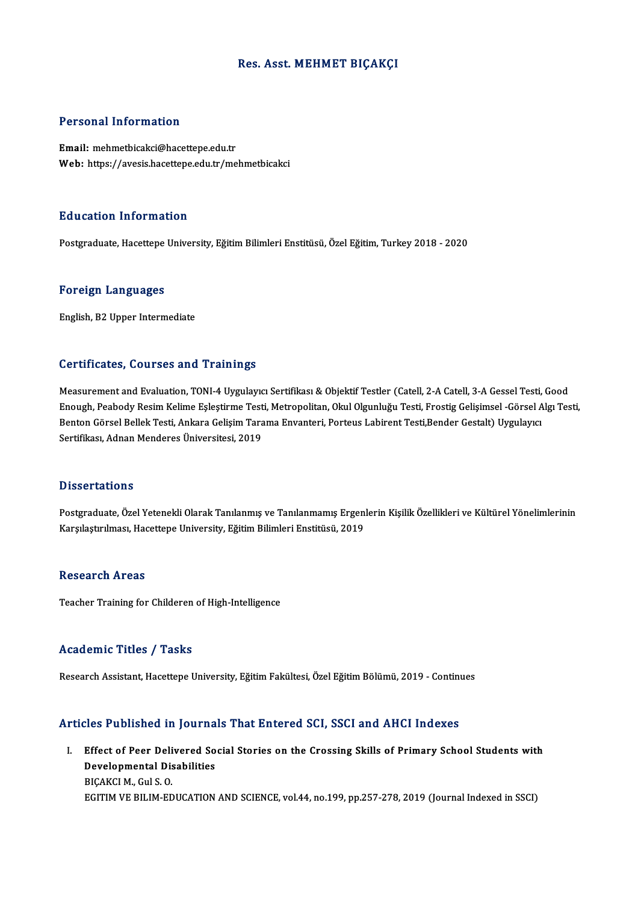# Res. Asst. MEHMET BIÇAKÇI

## Personal Information

**Email:** mehmetbicakci@hacettepe.edu.tr
**Web:** https://avesis.hacettepe.edu.tr/mehmetbicakci

## Education Information

Postgraduate, Hacettepe University, Eğitim Bilimleri Enstitüsü, Özel Eğitim, Turkey 2018 - 2020

## Foreign Languages

English, B2 Upper Intermediate

## Certificates, Courses and Trainings

Measurement and Evaluation, TONI-4 Uygulayıcı Sertifikası & Objektif Testler (Catell, 2-A Catell, 3-A Gessel Testi, Good Enough, Peabody Resim Kelime Eşleştirme Testi, Metropolitan, Okul Olgunluğu Testi, Frostig Gelişimsel -Görsel Algı Testi, Benton Görsel Bellek Testi, Ankara Gelişim Tarama Envanteri, Porteus Labirent Testi,Bender Gestalt) Uygulayıcı Sertifikası, Adnan Menderes Üniversitesi, 2019

## Dissertations

Postgraduate, Özel Yetenekli Olarak Tanılanmış ve Tanılanmamış Ergenlerin Kişilik Özellikleri ve Kültürel Yönelimlerinin Karşılaştırılması, Hacettepe University, Eğitim Bilimleri Enstitüsü, 2019

## Research Areas

Teacher Training for Childeren of High-Intelligence

## Academic Titles / Tasks

Research Assistant, Hacettepe University, Eğitim Fakültesi, Özel Eğitim Bölümü, 2019 - Continues

## Articles Published in Journals That Entered SCI, SSCI and AHCI Indexes

I. **Effect of Peer Delivered Social Stories on the Crossing Skills of Primary School Students with Developmental Disabilities**
BIÇAKCI M., Gul S. O.
EGITIM VE BILIM-EDUCATION AND SCIENCE, vol.44, no.199, pp.257-278, 2019 (Journal Indexed in SSCI)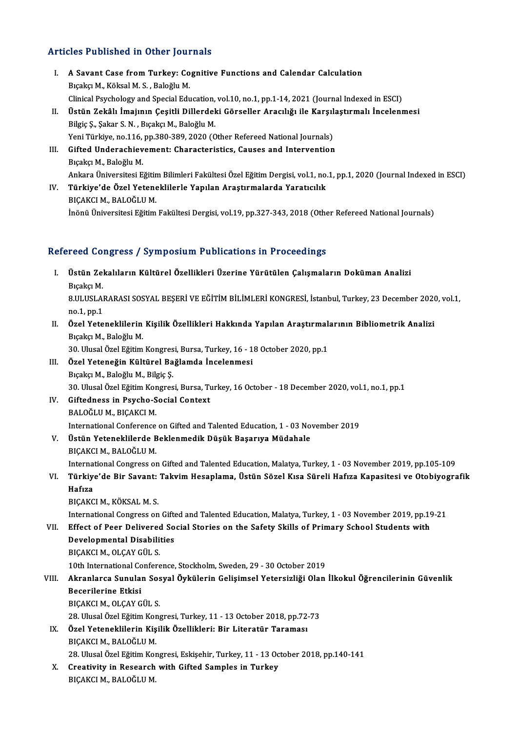## Articles Published in Other Journals

I. **A Savant Case from Turkey: Cognitive Functions and Calendar Calculation**
   Bıçakçı M., Köksal M. S. , Baloğlu M.
   Clinical Psychology and Special Education, vol.10, no.1, pp.1-14, 2021 (Journal Indexed in ESCI)

II. **Üstün Zekâlı İmajının Çeşitli Dillerdeki Görseller Aracılığı ile Karşılaştırmalı İncelenmesi**
   Bilgiç Ş., Şakar S. N. , Bıçakçı M., Baloğlu M.
   Yeni Türkiye, no.116, pp.380-389, 2020 (Other Refereed National Journals)

III. **Gifted Underachievement: Characteristics, Causes and Intervention**
   Bıçakçı M., Baloğlu M.
   Ankara Üniversitesi Eğitim Bilimleri Fakültesi Özel Eğitim Dergisi, vol.1, no.1, pp.1, 2020 (Journal Indexed in ESCI)

IV. **Türkiye'de Özel Yeteneklilerle Yapılan Araştırmalarda Yaratıcılık**
   BIÇAKCI M., BALOĞLU M.
   İnönü Üniversitesi Eğitim Fakültesi Dergisi, vol.19, pp.327-343, 2018 (Other Refereed National Journals)

## Refereed Congress / Symposium Publications in Proceedings

I. **Üstün Zekalıların Kültürel Özellikleri Üzerine Yürütülen Çalışmaların Doküman Analizi**
   Bıçakçı M.
   8.ULUSLARARASI SOSYAL BEŞERİ VE EĞİTİM BİLİMLERİ KONGRESİ, İstanbul, Turkey, 23 December 2020, vol.1, no.1, pp.1

II. **Özel Yeteneklilerin Kişilik Özellikleri Hakkında Yapılan Araştırmalarının Bibliometrik Analizi**
   Bıçakçı M., Baloğlu M.
   30. Ulusal Özel Eğitim Kongresi, Bursa, Turkey, 16 - 18 October 2020, pp.1

III. **Özel Yeteneğin Kültürel Bağlamda İncelenmesi**
   Bıçakçı M., Baloğlu M., Bilgiç Ş.
   30. Ulusal Özel Eğitim Kongresi, Bursa, Turkey, 16 October - 18 December 2020, vol.1, no.1, pp.1

IV. **Giftedness in Psycho-Social Context**
   BALOĞLU M., BIÇAKCI M.
   International Conference on Gifted and Talented Education, 1 - 03 November 2019

V. **Üstün Yeteneklilerde Beklenmedik Düşük Başarıya Müdahale**
   BIÇAKCI M., BALOĞLU M.
   International Congress on Gifted and Talented Education, Malatya, Turkey, 1 - 03 November 2019, pp.105-109

VI. **Türkiye'de Bir Savant: Takvim Hesaplama, Üstün Sözel Kısa Süreli Hafıza Kapasitesi ve Otobiyografik Hafıza**
   BIÇAKCI M., KÖKSAL M. S.
   International Congress on Gifted and Talented Education, Malatya, Turkey, 1 - 03 November 2019, pp.19-21

VII. **Effect of Peer Delivered Social Stories on the Safety Skills of Primary School Students with Developmental Disabilities**
   BIÇAKCI M., OLÇAY GÜL S.
   10th International Conference, Stockholm, Sweden, 29 - 30 October 2019

VIII. **Akranlarca Sunulan Sosyal Öykülerin Gelişimsel Yetersizliği Olan İlkokul Öğrencilerinin Güvenlik Becerilerine Etkisi**
   BIÇAKCI M., OLÇAY GÜL S.
   28. Ulusal Özel Eğitim Kongresi, Turkey, 11 - 13 October 2018, pp.72-73

IX. **Özel Yeteneklilerin Kişilik Özellikleri: Bir Literatür Taraması**
   BIÇAKCI M., BALOĞLU M.
   28. Ulusal Özel Eğitim Kongresi, Eskişehir, Turkey, 11 - 13 October 2018, pp.140-141

X. **Creativity in Research with Gifted Samples in Turkey**
   BIÇAKCI M., BALOĞLU M.